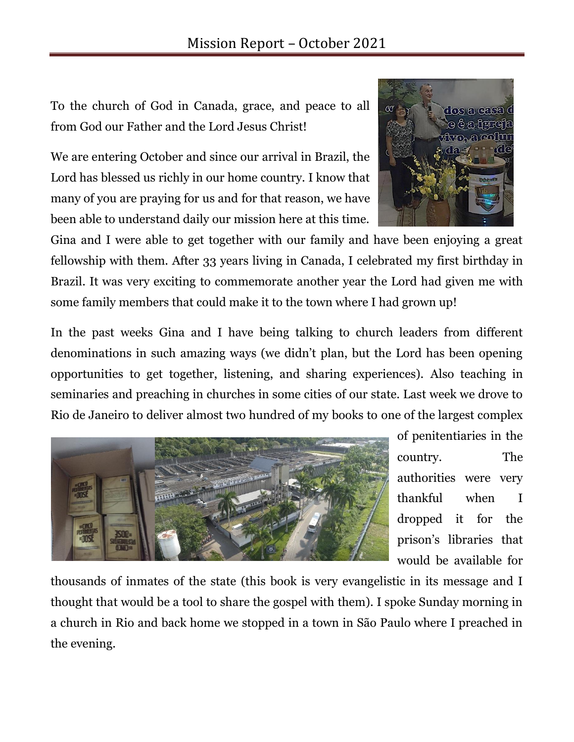# Mission Report – October 2021

To the church of God in Canada, grace, and peace to all from God our Father and the Lord Jesus Christ!

We are entering October and since our arrival in Brazil, the Lord has blessed us richly in our home country. I know that many of you are praying for us and for that reason, we have been able to understand daily our mission here at this time. Gina and I were able to get together with our family and have been enjoying a great fellowship with them. After 33 years living in Canada, I celebrated my first birthday in Brazil. It was very exciting to commemorate another year the Lord had given me with some family members that could make it to the town where I had grown up!

In the past weeks Gina and I have being talking to church leaders from different denominations in such amazing ways (we didn't plan, but the Lord has been opening opportunities to get together, listening, and sharing experiences). Also teaching in seminaries and preaching in churches in some cities of our state. Last week we drove to Rio de Janeiro to deliver almost two hundred of my books to one of the largest complex of penitentiaries in the country. The authorities were very thankful when I dropped it for the prison's libraries that would be available for thousands of inmates of the state (this book is very evangelistic in its message and I thought that would be a tool to share the gospel with them). I spoke Sunday morning in a church in Rio and back home we stopped in a town in São Paulo where I preached in the evening.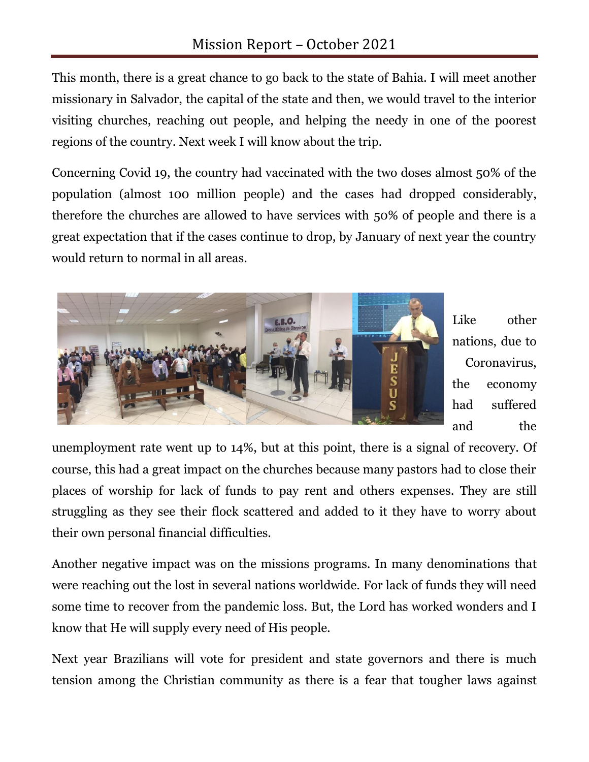This month, there is a great chance to go back to the state of Bahia. I will meet another missionary in Salvador, the capital of the state and then, we would travel to the interior visiting churches, reaching out people, and helping the needy in one of the poorest regions of the country. Next week I will know about the trip.

Concerning Covid 19, the country had vaccinated with the two doses almost 50% of the population (almost 100 million people) and the cases had dropped considerably, therefore the churches are allowed to have services with 50% of people and there is a great expectation that if the cases continue to drop, by January of next year the country would return to normal in all areas.

Like other nations, due to Coronavirus, the economy had suffered and the unemployment rate went up to 14%, but at this point, there is a signal of recovery. Of course, this had a great impact on the churches because many pastors had to close their places of worship for lack of funds to pay rent and others expenses. They are still struggling as they see their flock scattered and added to it they have to worry about their own personal financial difficulties.

Another negative impact was on the missions programs. In many denominations that were reaching out the lost in several nations worldwide. For lack of funds they will need some time to recover from the pandemic loss. But, the Lord has worked wonders and I know that He will supply every need of His people.

Next year Brazilians will vote for president and state governors and there is much tension among the Christian community as there is a fear that tougher laws against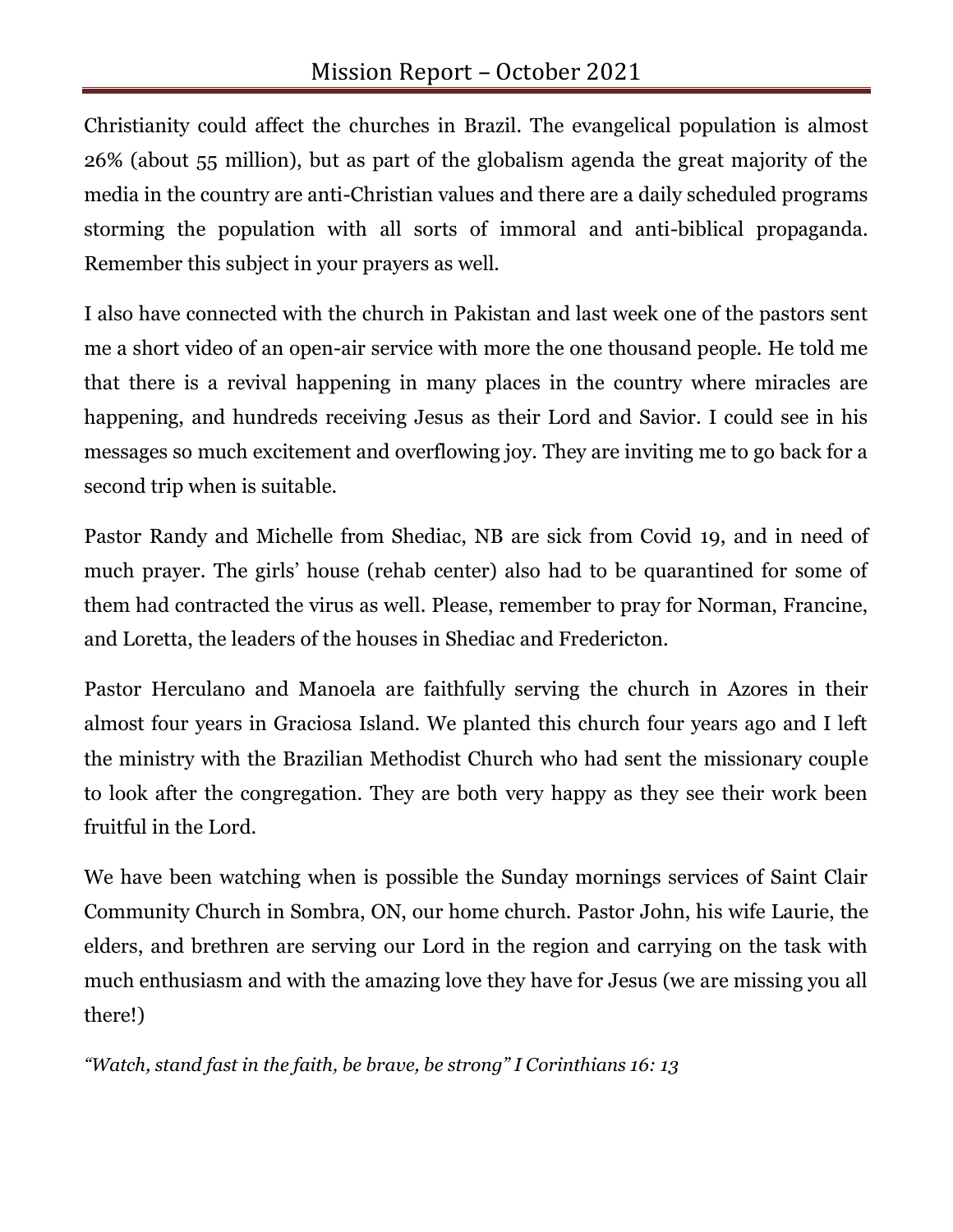Christianity could affect the churches in Brazil. The evangelical population is almost 26% (about 55 million), but as part of the globalism agenda the great majority of the media in the country are anti-Christian values and there are a daily scheduled programs storming the population with all sorts of immoral and anti-biblical propaganda. Remember this subject in your prayers as well.

I also have connected with the church in Pakistan and last week one of the pastors sent me a short video of an open-air service with more the one thousand people. He told me that there is a revival happening in many places in the country where miracles are happening, and hundreds receiving Jesus as their Lord and Savior. I could see in his messages so much excitement and overflowing joy. They are inviting me to go back for a second trip when is suitable.

Pastor Randy and Michelle from Shediac, NB are sick from Covid 19, and in need of much prayer. The girls' house (rehab center) also had to be quarantined for some of them had contracted the virus as well. Please, remember to pray for Norman, Francine, and Loretta, the leaders of the houses in Shediac and Fredericton.

Pastor Herculano and Manoela are faithfully serving the church in Azores in their almost four years in Graciosa Island. We planted this church four years ago and I left the ministry with the Brazilian Methodist Church who had sent the missionary couple to look after the congregation. They are both very happy as they see their work been fruitful in the Lord.

We have been watching when is possible the Sunday mornings services of Saint Clair Community Church in Sombra, ON, our home church. Pastor John, his wife Laurie, the elders, and brethren are serving our Lord in the region and carrying on the task with much enthusiasm and with the amazing love they have for Jesus (we are missing you all there!)

*"Watch, stand fast in the faith, be brave, be strong" I Corinthians 16: 13*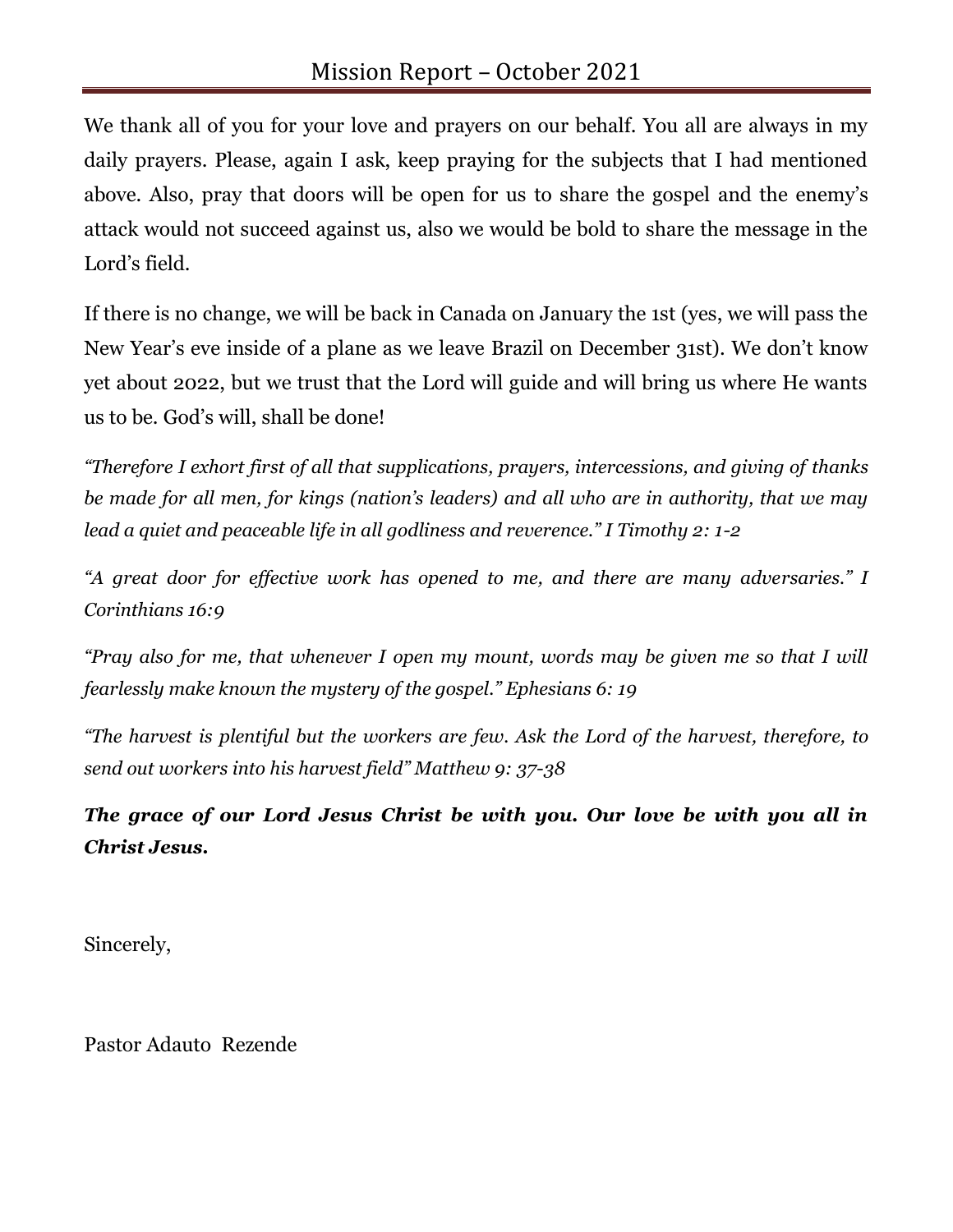We thank all of you for your love and prayers on our behalf. You all are always in my daily prayers. Please, again I ask, keep praying for the subjects that I had mentioned above. Also, pray that doors will be open for us to share the gospel and the enemy's attack would not succeed against us, also we would be bold to share the message in the Lord's field.

If there is no change, we will be back in Canada on January the 1st (yes, we will pass the New Year's eve inside of a plane as we leave Brazil on December 31st). We don't know yet about 2022, but we trust that the Lord will guide and will bring us where He wants us to be. God's will, shall be done!

*"Therefore I exhort first of all that supplications, prayers, intercessions, and giving of thanks be made for all men, for kings (nation's leaders) and all who are in authority, that we may lead a quiet and peaceable life in all godliness and reverence." I Timothy 2: 1-2*

*"A great door for effective work has opened to me, and there are many adversaries." I Corinthians 16:9*

*"Pray also for me, that whenever I open my mount, words may be given me so that I will fearlessly make known the mystery of the gospel." Ephesians 6: 19*

*"The harvest is plentiful but the workers are few. Ask the Lord of the harvest, therefore, to send out workers into his harvest field" Matthew 9: 37-38*

***The grace of our Lord Jesus Christ be with you. Our love be with you all in Christ Jesus.***

Sincerely,

Pastor Adauto Rezende